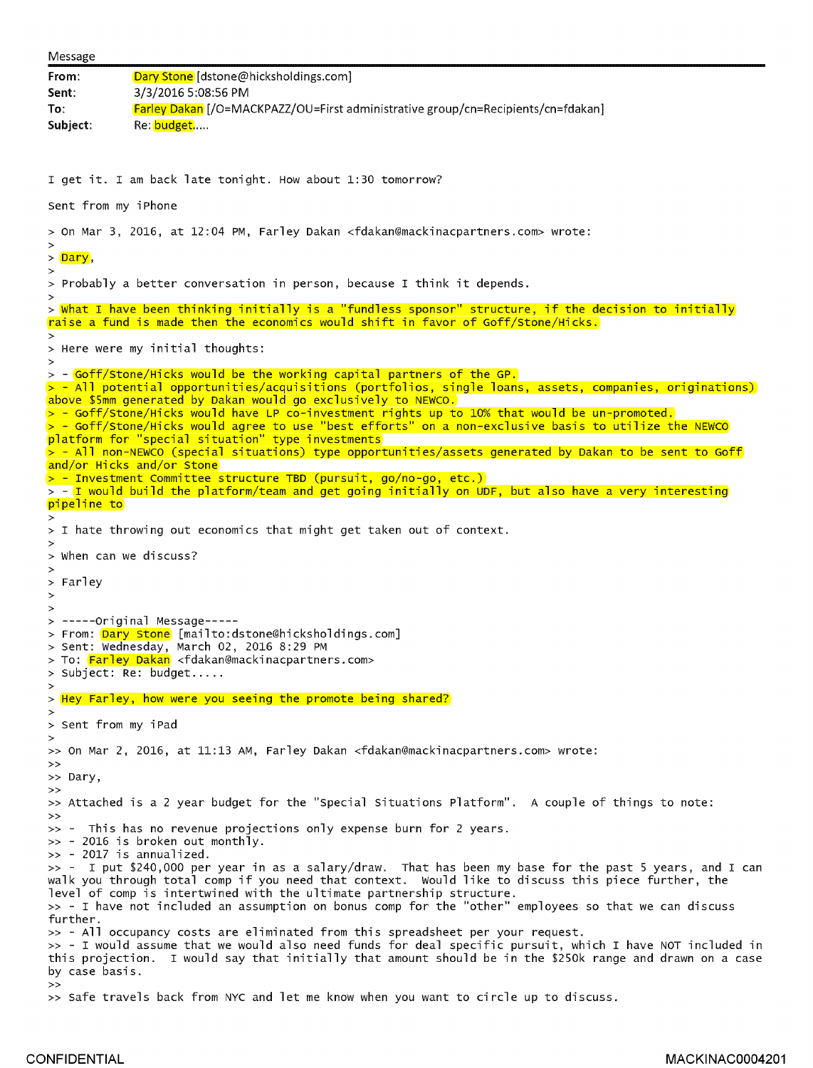Message

| | |
|---|---|
| **From:** | Dary Stone [dstone@hicksholdings.com] |
| **Sent:** | 3/3/2016 5:08:56 PM |
| **To:** | Farley Dakan [/O=MACKPAZZ/OU=First administrative group/cn=Recipients/cn=fdakan] |
| **Subject:** | Re: budget..... |

I get it. I am back late tonight. How about 1:30 tomorrow?

Sent from my iPhone

> On Mar 3, 2016, at 12:04 PM, Farley Dakan <fdakan@mackinacpartners.com> wrote:
>
> Dary,
>
> Probably a better conversation in person, because I think it depends.
>
> What I have been thinking initially is a "fundless sponsor" structure, if the decision to initially raise a fund is made then the economics would shift in favor of Goff/Stone/Hicks.
>
> Here were my initial thoughts:
>
> - Goff/Stone/Hicks would be the working capital partners of the GP.
> - All potential opportunities/acquisitions (portfolios, single loans, assets, companies, originations) above $5mm generated by Dakan would go exclusively to NEWCO.
> - Goff/Stone/Hicks would have LP co-investment rights up to 10% that would be un-promoted.
> - Goff/Stone/Hicks would agree to use "best efforts" on a non-exclusive basis to utilize the NEWCO platform for "special situation" type investments
> - All non-NEWCO (special situations) type opportunities/assets generated by Dakan to be sent to Goff and/or Hicks and/or Stone
> - Investment Committee structure TBD (pursuit, go/no-go, etc.)
> - I would build the platform/team and get going initially on UDF, but also have a very interesting pipeline to
>
> I hate throwing out economics that might get taken out of context.
>
> When can we discuss?
>
> Farley
>
>
> -----Original Message-----
> From: Dary Stone [mailto:dstone@hicksholdings.com]
> Sent: Wednesday, March 02, 2016 8:29 PM
> To: Farley Dakan <fdakan@mackinacpartners.com>
> Subject: Re: budget.....
>
> Hey Farley, how were you seeing the promote being shared?
>
> Sent from my iPad
>
>> On Mar 2, 2016, at 11:13 AM, Farley Dakan <fdakan@mackinacpartners.com> wrote:
>>
>> Dary,
>>
>> Attached is a 2 year budget for the "Special Situations Platform". A couple of things to note:
>>
>> - This has no revenue projections only expense burn for 2 years.
>> - 2016 is broken out monthly.
>> - 2017 is annualized.
>> - I put $240,000 per year in as a salary/draw. That has been my base for the past 5 years, and I can walk you through total comp if you need that context. Would like to discuss this piece further, the level of comp is intertwined with the ultimate partnership structure.
>> - I have not included an assumption on bonus comp for the "other" employees so that we can discuss further.
>> - All occupancy costs are eliminated from this spreadsheet per your request.
>> - I would assume that we would also need funds for deal specific pursuit, which I have NOT included in this projection. I would say that initially that amount should be in the $250k range and drawn on a case by case basis.
>>
>> Safe travels back from NYC and let me know when you want to circle up to discuss.

CONFIDENTIAL MACKINAC0004201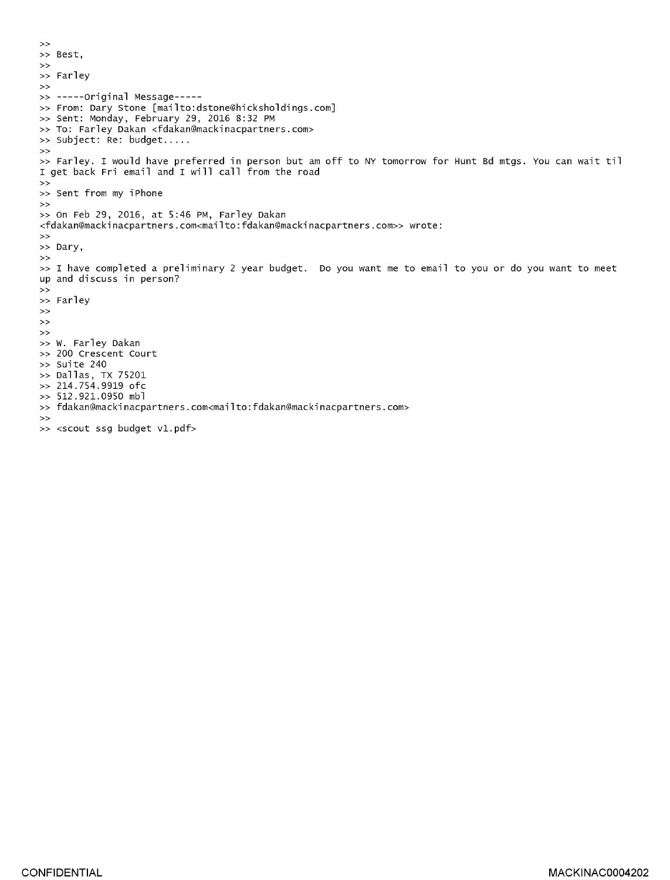>>
>> Best,
>>
>> Farley
>>
>> -----Original Message-----
>> From: Dary Stone [mailto:dstone@hicksholdings.com]
>> Sent: Monday, February 29, 2016 8:32 PM
>> To: Farley Dakan <fdakan@mackinacpartners.com>
>> Subject: Re: budget.....
>>
>> Farley. I would have preferred in person but am off to NY tomorrow for Hunt Bd mtgs. You can wait til I get back Fri email and I will call from the road
>>
>> Sent from my iPhone
>>
>> On Feb 29, 2016, at 5:46 PM, Farley Dakan <fdakan@mackinacpartners.com<mailto:fdakan@mackinacpartners.com>> wrote:
>>
>> Dary,
>>
>> I have completed a preliminary 2 year budget.  Do you want me to email to you or do you want to meet up and discuss in person?
>>
>> Farley
>>
>>
>>
>> W. Farley Dakan
>> 200 Crescent Court
>> Suite 240
>> Dallas, TX 75201
>> 214.754.9919 ofc
>> 512.921.0950 mbl
>> fdakan@mackinacpartners.com<mailto:fdakan@mackinacpartners.com>
>>
>> <scout ssg budget v1.pdf>

CONFIDENTIAL

MACKINAC0004202